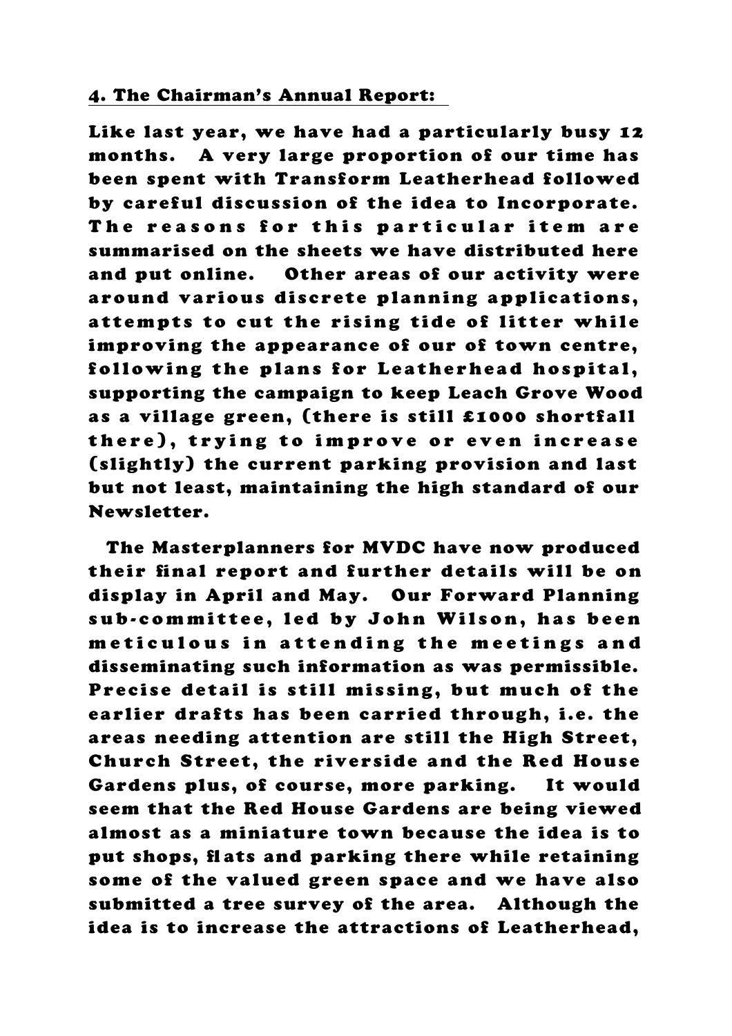## 4. The Chairman's Annual Report:

Like last year, we have had a particularly busy 12 months. A very large proportion of our time has been spent with Transform Leatherhead followed by careful discussion of the idea to Incorporate. The reasons for this particular item are summarised on the sheets we have distributed here and put online. Other areas of our activity were around various discrete planning applications, attempts to cut the rising tide of litter while improving the appearance of our of town centre, following the plans for Leatherhead hospital, supporting the campaign to keep Leach Grove Wood as a village green, (there is still £1000 shortfall there), trying to improve or even increase (slightly) the current parking provision and last but not least, maintaining the high standard of our Newsletter.

The Masterplanners for MVDC have now produced their final report and further details will be on display in April and May. Our Forward Planning sub-committee, led by John Wilson, has been meticulous in attending the meetings and disseminating such information as was permissible. Precise detail is still missing, but much of the earlier drafts has been carried through, i.e. the areas needing attention are still the High Street, Church Street, the riverside and the Red House Gardens plus, of course, more parking. It would seem that the Red House Gardens are being viewed almost as a miniature town because the idea is to put shops, flats and parking there while retaining some of the valued green space and we have also submitted a tree survey of the area. Although the idea is to increase the attractions of Leatherhead,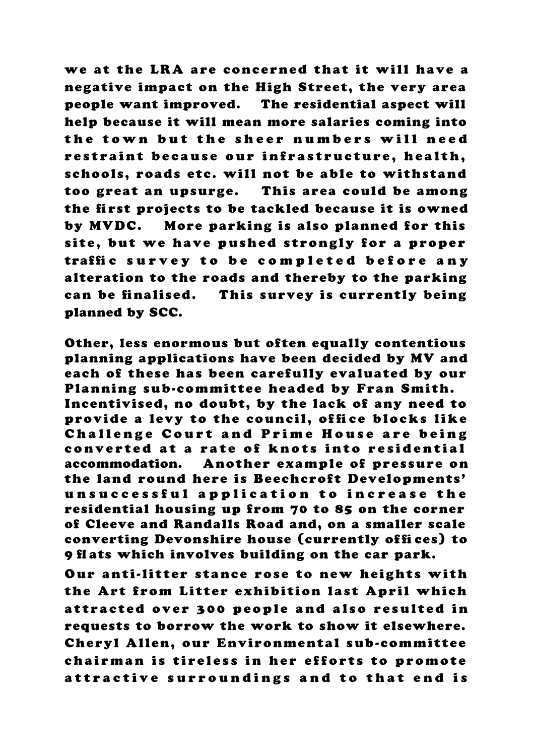we at the LRA are concerned that it will have a negative impact on the High Street, the very area people want improved. The residential aspect will help because it will mean more salaries coming into the town but the sheer numbers will need restraint because our infrastructure, health, schools, roads etc. will not be able to withstand too great an upsurge. This area could be among the first projects to be tackled because it is owned by MVDC. More parking is also planned for this site, but we have pushed strongly for a proper traffic survey to be completed before any alteration to the roads and thereby to the parking can be finalised. This survey is currently being planned by SCC.

Other, less enormous but often equally contentious planning applications have been decided by MV and each of these has been carefully evaluated by our Planning sub-committee headed by Fran Smith. Incentivised, no doubt, by the lack of any need to provide a levy to the council, office blocks like Challenge Court and Prime House are being converted at a rate of knots into residential accommodation. Another example of pressure on the land round here is Beechcroft Developments' unsuccessful application to increase the residential housing up from 70 to 85 on the corner of Cleeve and Randalls Road and, on a smaller scale converting Devonshire house (currently offices) to 9 flats which involves building on the car park.

Our anti-litter stance rose to new heights with the Art from Litter exhibition last April which attracted over 300 people and also resulted in requests to borrow the work to show it elsewhere. Cheryl Allen, our Environmental sub-committee chairman is tireless in her efforts to promote attractive surroundings and to that end is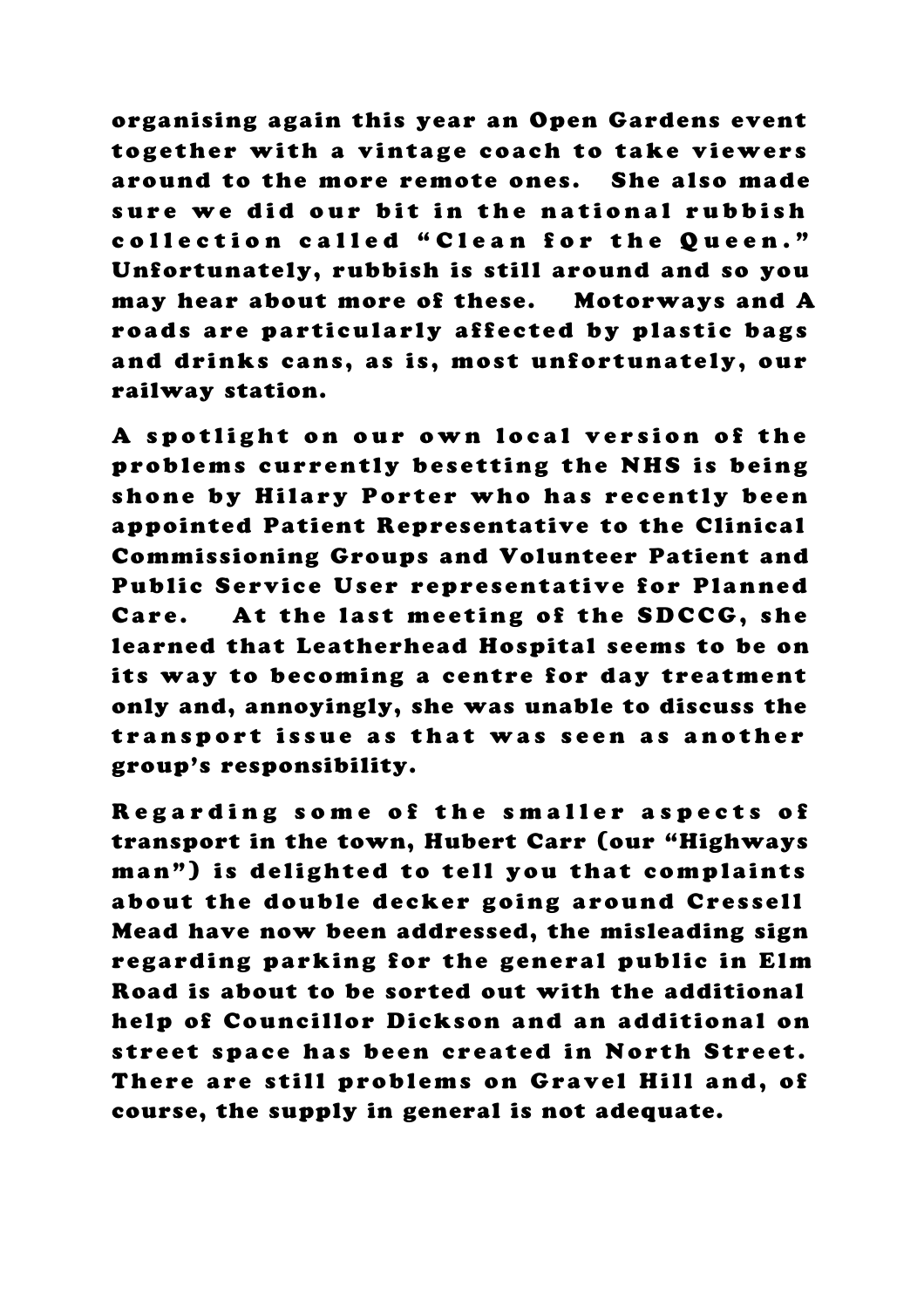organising again this year an Open Gardens event together with a vintage coach to take viewers around to the more remote ones. She also made sure we did our bit in the national rubbish collection called "Clean for the Queen." Unfortunately, rubbish is still around and so you may hear about more of these. Motorways and A roads are particularly affected by plastic bags and drinks cans, as is, most unfortunately, our railway station.

A spotlight on our own local version of the problems currently besetting the NHS is being shone by Hilary Porter who has recently been appointed Patient Representative to the Clinical Commissioning Groups and Volunteer Patient and Public Service User representative for Planned Care. At the last meeting of the SDCCG, she learned that Leatherhead Hospital seems to be on its way to becoming a centre for day treatment only and, annoyingly, she was unable to discuss the transport issue as that was seen as another group's responsibility.

Regarding some of the smaller aspects of transport in the town, Hubert Carr (our "Highways man") is delighted to tell you that complaints about the double decker going around Cressell Mead have now been addressed, the misleading sign regarding parking for the general public in Elm Road is about to be sorted out with the additional help of Councillor Dickson and an additional on street space has been created in North Street. There are still problems on Gravel Hill and, of course, the supply in general is not adequate.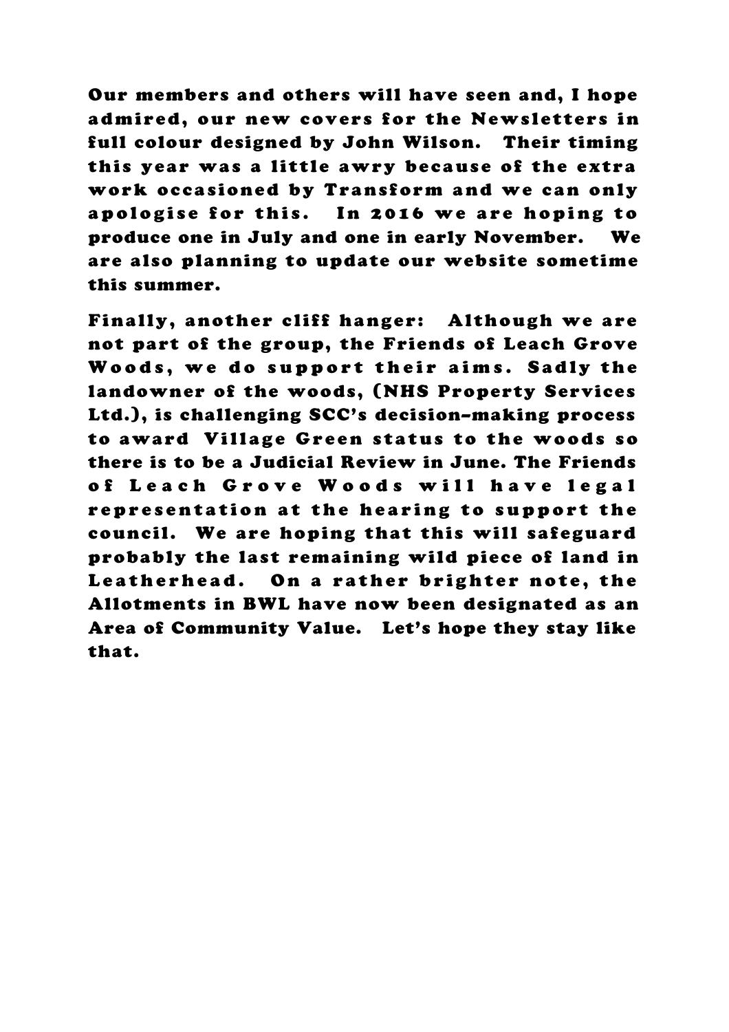Our members and others will have seen and, I hope admired, our new covers for the Newsletters in full colour designed by John Wilson. Their timing this year was a little awry because of the extra work occasioned by Transform and we can only apologise for this. In 2016 we are hoping to produce one in July and one in early November. We are also planning to update our website sometime this summer.

Finally, another cliff hanger: Although we are not part of the group, the Friends of Leach Grove Woods, we do support their aims. Sadly the landowner of the woods, (NHS Property Services Ltd.), is challenging SCC's decision-making process to award Village Green status to the woods so there is to be a Judicial Review in June. The Friends of Leach Grove Woods will have legal representation at the hearing to support the council. We are hoping that this will safeguard probably the last remaining wild piece of land in Leatherhead. On a rather brighter note, the Allotments in BWL have now been designated as an Area of Community Value. Let's hope they stay like that.